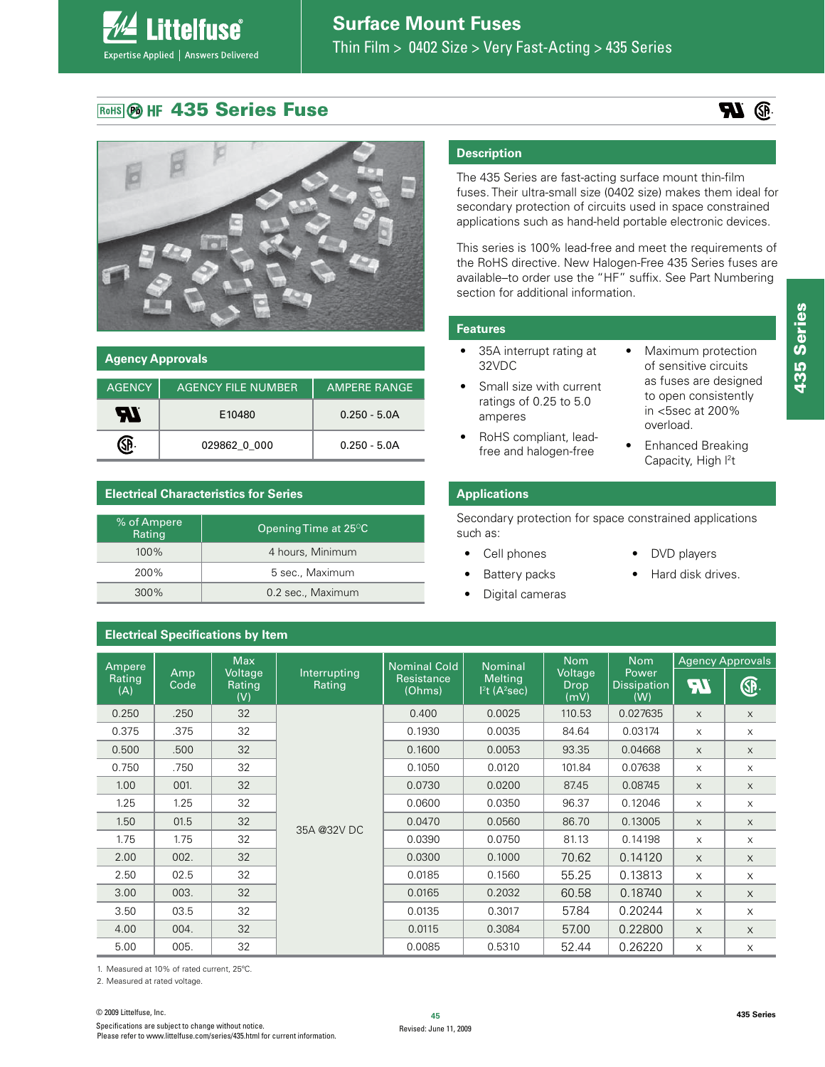# Surface Mount Fuses

Thin Film > 0402 Size > Very Fast-Acting > 435 Series

## RoHS Pb HF 435 Series Fuse

### Description

The 435 Series are fast-acting surface mount thin-film fuses. Their ultra-small size (0402 size) makes them ideal for secondary protection of circuits used in space constrained applications such as hand-held portable electronic devices.

This series is 100% lead-free and meet the requirements of the RoHS directive. New Halogen-Free 435 Series fuses are available–to order use the "HF" suffix. See Part Numbering section for additional information.

### Agency Approvals

| AGENCY | AGENCY FILE NUMBER | AMPERE RANGE |
|---|---|---|
| UR | E10480 | 0.250 - 5.0A |
| CSA | 029862_0_000 | 0.250 - 5.0A |

### Features

- 35A interrupt rating at 32VDC
- Small size with current ratings of 0.25 to 5.0 amperes
- RoHS compliant, lead-free and halogen-free
- Maximum protection of sensitive circuits as fuses are designed to open consistently in <5sec at 200% overload.
- Enhanced Breaking Capacity, High $I^2t$

### Electrical Characteristics for Series

| % of Ampere Rating | Opening Time at 25°C |
|---|---|
| 100% | 4 hours, Minimum |
| 200% | 5 sec., Maximum |
| 300% | 0.2 sec., Maximum |

### Applications

Secondary protection for space constrained applications such as:

- Cell phones
- Battery packs
- Digital cameras
- DVD players
- Hard disk drives.

### Electrical Specifications by Item

| Ampere Rating (A) | Amp Code | Max Voltage Rating (V) | Interrupting Rating | Nominal Cold Resistance (Ohms) | Nominal Melting $I^2t$ ($A^2$sec) | Nom Voltage Drop (mV) | Nom Power Dissipation (W) | Agency Approvals | |
|---|---|---|---|---|---|---|---|---|---|
| | | | | | | | | UR | CSA |
| 0.250 | .250 | 32 | 35A @32V DC | 0.400 | 0.0025 | 110.53 | 0.027635 | x | x |
| 0.375 | .375 | 32 | | 0.1930 | 0.0035 | 84.64 | 0.03174 | x | x |
| 0.500 | .500 | 32 | | 0.1600 | 0.0053 | 93.35 | 0.04668 | x | x |
| 0.750 | .750 | 32 | | 0.1050 | 0.0120 | 101.84 | 0.07638 | x | x |
| 1.00 | 001. | 32 | | 0.0730 | 0.0200 | 87.45 | 0.08745 | x | x |
| 1.25 | 1.25 | 32 | | 0.0600 | 0.0350 | 96.37 | 0.12046 | x | x |
| 1.50 | 01.5 | 32 | | 0.0470 | 0.0560 | 86.70 | 0.13005 | x | x |
| 1.75 | 1.75 | 32 | | 0.0390 | 0.0750 | 81.13 | 0.14198 | x | x |
| 2.00 | 002. | 32 | | 0.0300 | 0.1000 | 70.62 | 0.14120 | x | x |
| 2.50 | 02.5 | 32 | | 0.0185 | 0.1560 | 55.25 | 0.13813 | x | x |
| 3.00 | 003. | 32 | | 0.0165 | 0.2032 | 60.58 | 0.18740 | x | x |
| 3.50 | 03.5 | 32 | | 0.0135 | 0.3017 | 57.84 | 0.20244 | x | x |
| 4.00 | 004. | 32 | | 0.0115 | 0.3084 | 57.00 | 0.22800 | x | x |
| 5.00 | 005. | 32 | | 0.0085 | 0.5310 | 52.44 | 0.26220 | x | x |

1. Measured at 10% of rated current, 25°C.
2. Measured at rated voltage.

© 2009 Littelfuse, Inc.
Specifications are subject to change without notice.
Please refer to www.littelfuse.com/series/435.html for current information.

Revised: June 11, 2009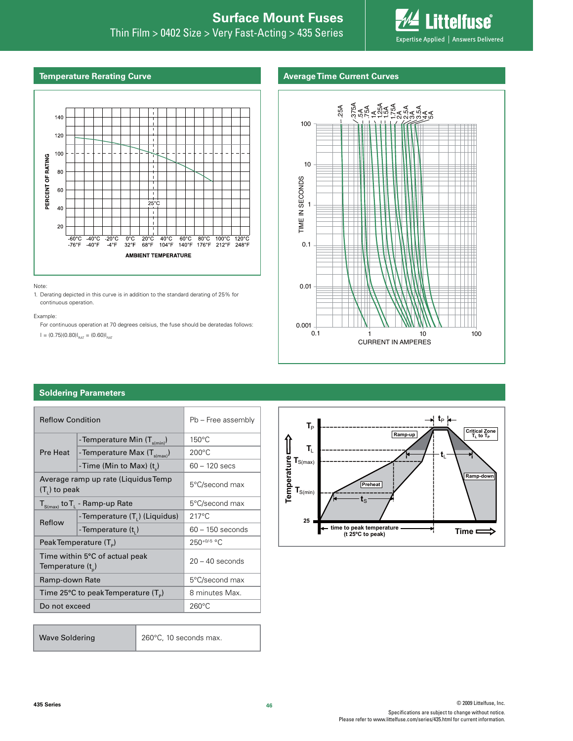## Temperature Rerating Curve

Note:
1. Derating depicted in this curve is in addition to the standard derating of 25% for continuous operation.

Example:
For continuous operation at 70 degrees celsius, the fuse should be deratedas follows:
$I = (0.75)(0.80)I_{RAT} = (0.60)I_{RAT}$

## Average Time Current Curves

## Soldering Parameters

| Reflow Condition | | Pb – Free assembly |
|---|---|---|
| Pre Heat | -Temperature Min ($T_{s(min)}$) | 150°C |
| | -Temperature Max ($T_{s(max)}$) | 200°C |
| | -Time (Min to Max) ($t_s$) | 60 – 120 secs |
| Average ramp up rate (Liquidus Temp ($T_L$) to peak | | 5°C/second max |
| $T_{S(max)}$ to $T_L$ - Ramp-up Rate | | 5°C/second max |
| Reflow | -Temperature ($T_L$) (Liquidus) | 217°C |
| | -Temperature ($t_L$) | 60 – 150 seconds |
| Peak Temperature ($T_P$) | | $250^{+0/-5}$ °C |
| Time within 5°C of actual peak Temperature ($t_p$) | | 20 – 40 seconds |
| Ramp-down Rate | | 5°C/second max |
| Time 25°C to peak Temperature ($T_P$) | | 8 minutes Max. |
| Do not exceed | | 260°C |

| Wave Soldering | 260°C, 10 seconds max. |
|---|---|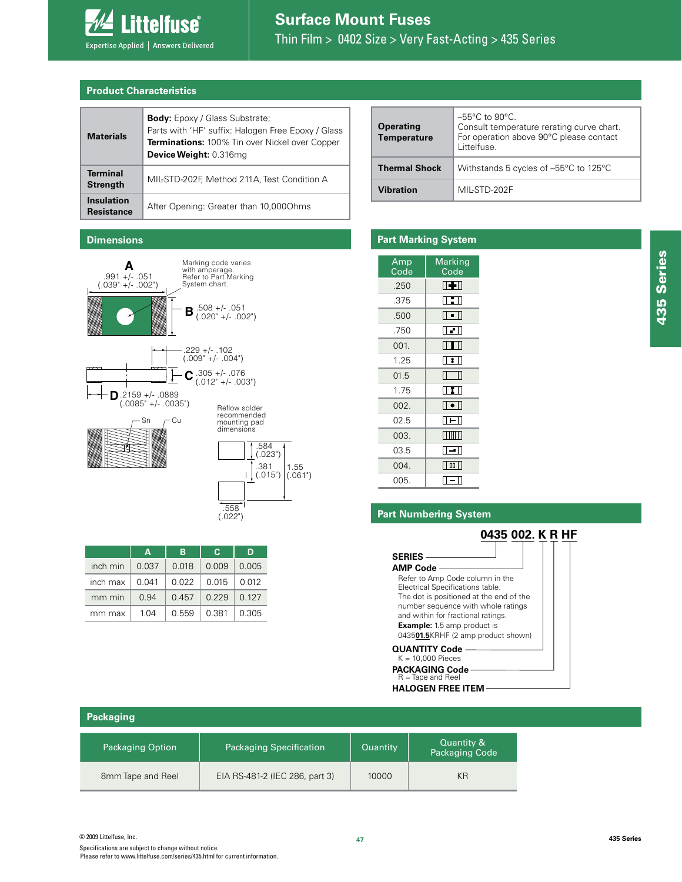# Surface Mount Fuses

Thin Film > 0402 Size > Very Fast-Acting > 435 Series

## Product Characteristics

| | |
|---|---|
| **Materials** | **Body:** Epoxy / Glass Substrate; Parts with 'HF' suffix: Halogen Free Epoxy / Glass **Terminations:** 100% Tin over Nickel over Copper **Device Weight:** 0.316mg |
| **Terminal Strength** | MIL-STD-202F, Method 211A, Test Condition A |
| **Insulation Resistance** | After Opening: Greater than 10,000Ohms |

| | |
|---|---|
| **Operating Temperature** | –55°C to 90°C. Consult temperature rerating curve chart. For operation above 90°C please contact Littelfuse. |
| **Thermal Shock** | Withstands 5 cycles of –55°C to 125°C |
| **Vibration** | MIL-STD-202F |

## Dimensions

A: .991 +/- .051 (.039" +/- .002")

Marking code varies with amperage. Refer to Part Marking System chart.

B: .508 +/- .051 (.020" +/- .002")

.229 +/- .102 (.009" +/- .004")

C: .305 +/- .076 (.012" +/- .003")

D: .2159 +/- .0889 (.0085" +/- .0035")

Sn, Cu

Reflow solder recommended mounting pad dimensions: .584 (.023"), .381 (.015"), 1.55 (.061"), .558 (.022")

| | A | B | C | D |
|---|---|---|---|---|
| inch min | 0.037 | 0.018 | 0.009 | 0.005 |
| inch max | 0.041 | 0.022 | 0.015 | 0.012 |
| mm min | 0.94 | 0.457 | 0.229 | 0.127 |
| mm max | 1.04 | 0.559 | 0.381 | 0.305 |

## Part Marking System

| Amp Code | Marking Code |
|---|---|
| .250 | |
| .375 | |
| .500 | |
| .750 | |
| 001. | |
| 1.25 | |
| 01.5 | |
| 1.75 | |
| 002. | |
| 02.5 | |
| 003. | |
| 03.5 | |
| 004. | |
| 005. | |

## Part Numbering System

**0435 002. K R HF**

**SERIES**

**AMP Code**
Refer to Amp Code column in the Electrical Specifications table. The dot is positioned at the end of the number sequence with whole ratings and within for fractional ratings.
**Example:** 1.5 amp product is 0435**01.5**KRHF (2 amp product shown)

**QUANTITY Code**
K = 10,000 Pieces

**PACKAGING Code**
R = Tape and Reel

**HALOGEN FREE ITEM**

## Packaging

| Packaging Option | Packaging Specification | Quantity | Quantity & Packaging Code |
|---|---|---|---|
| 8mm Tape and Reel | EIA RS-481-2 (IEC 286, part 3) | 10000 | KR |

© 2009 Littelfuse, Inc.
Specifications are subject to change without notice.
Please refer to www.littelfuse.com/series/435.html for current information.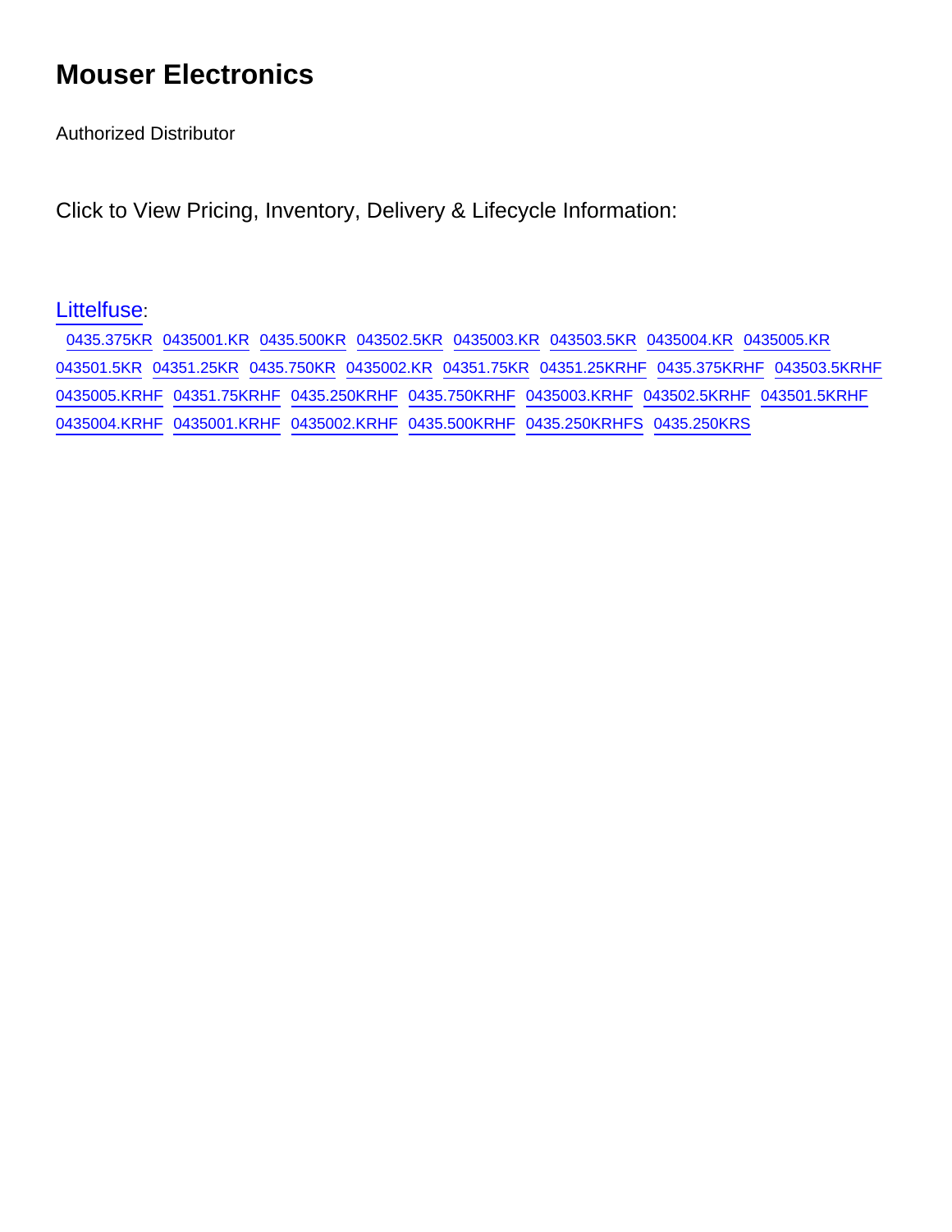# Mouser Electronics

Authorized Distributor

Click to View Pricing, Inventory, Delivery & Lifecycle Information:

Littelfuse:

0435.375KR 0435001.KR 0435.500KR 043502.5KR 0435003.KR 043503.5KR 0435004.KR 0435005.KR 043501.5KR 04351.25KR 0435.750KR 0435002.KR 04351.75KR 04351.25KRHF 0435.375KRHF 043503.5KRHF 0435005.KRHF 04351.75KRHF 0435.250KRHF 0435.750KRHF 0435003.KRHF 043502.5KRHF 043501.5KRHF 0435004.KRHF 0435001.KRHF 0435002.KRHF 0435.500KRHF 0435.250KRHFS 0435.250KRS